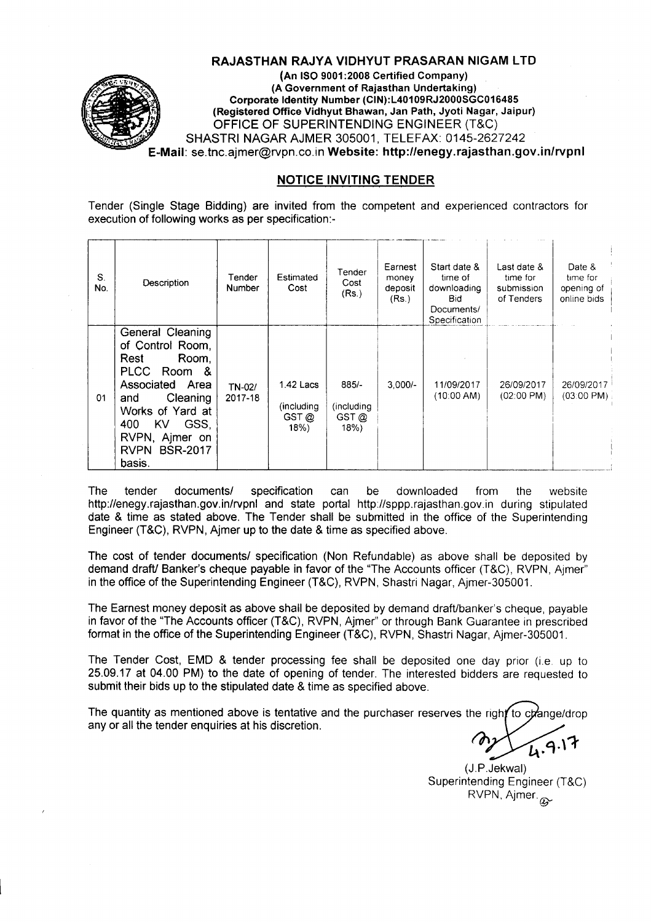# RAJASTHAN RAJYA VIDHYUT PRASARAN NIGAM LTD

**(An ISO 9001:2008 Certified Company)**
**(A Government of Rajasthan Undertaking)**
**Corporate Identity Number (CIN):L40109RJ2000SGC016485**
**(Registered Office Vidhyut Bhawan, Jan Path, Jyoti Nagar, Jaipur)**
OFFICE OF SUPERINTENDING ENGINEER (T&C)
SHASTRI NAGAR AJMER 305001, TELEFAX: 0145-2627242
**E-Mail**: se.tnc.ajmer@rvpn.co.in **Website: http://enegy.rajasthan.gov.in/rvpnl**

## NOTICE INVITING TENDER

Tender (Single Stage Bidding) are invited from the competent and experienced contractors for execution of following works as per specification:-

| S. No. | Description | Tender Number | Estimated Cost | Tender Cost (Rs.) | Earnest money deposit (Rs.) | Start date & time of downloading Bid Documents/ Specification | Last date & time for submission of Tenders | Date & time for opening of online bids |
|---|---|---|---|---|---|---|---|---|
| 01 | General Cleaning of Control Room, Rest Room, PLCC Room & Associated Area and Cleaning Works of Yard at 400 KV GSS, RVPN, Ajmer on RVPN BSR-2017 basis. | TN-02/ 2017-18 | 1.42 Lacs (including GST @ 18%) | 885/- (including GST @ 18%) | 3,000/- | 11/09/2017 (10:00 AM) | 26/09/2017 (02:00 PM) | 26/09/2017 (03:00 PM) |

The tender documents/ specification can be downloaded from the website http://enegy.rajasthan.gov.in/rvpnl and state portal http://sppp.rajasthan.gov.in during stipulated date & time as stated above. The Tender shall be submitted in the office of the Superintending Engineer (T&C), RVPN, Ajmer up to the date & time as specified above.

The cost of tender documents/ specification (Non Refundable) as above shall be deposited by demand draft/ Banker's cheque payable in favor of the "The Accounts officer (T&C), RVPN, Ajmer" in the office of the Superintending Engineer (T&C), RVPN, Shastri Nagar, Ajmer-305001.

The Earnest money deposit as above shall be deposited by demand draft/banker's cheque, payable in favor of the "The Accounts officer (T&C), RVPN, Ajmer" or through Bank Guarantee in prescribed format in the office of the Superintending Engineer (T&C), RVPN, Shastri Nagar, Ajmer-305001.

The Tender Cost, EMD & tender processing fee shall be deposited one day prior (i.e. up to 25.09.17 at 04.00 PM) to the date of opening of tender. The interested bidders are requested to submit their bids up to the stipulated date & time as specified above.

The quantity as mentioned above is tentative and the purchaser reserves the right to change/drop any or all the tender enquiries at his discretion.

4.9.17

(J.P.Jekwal)
Superintending Engineer (T&C)
RVPN, Ajmer.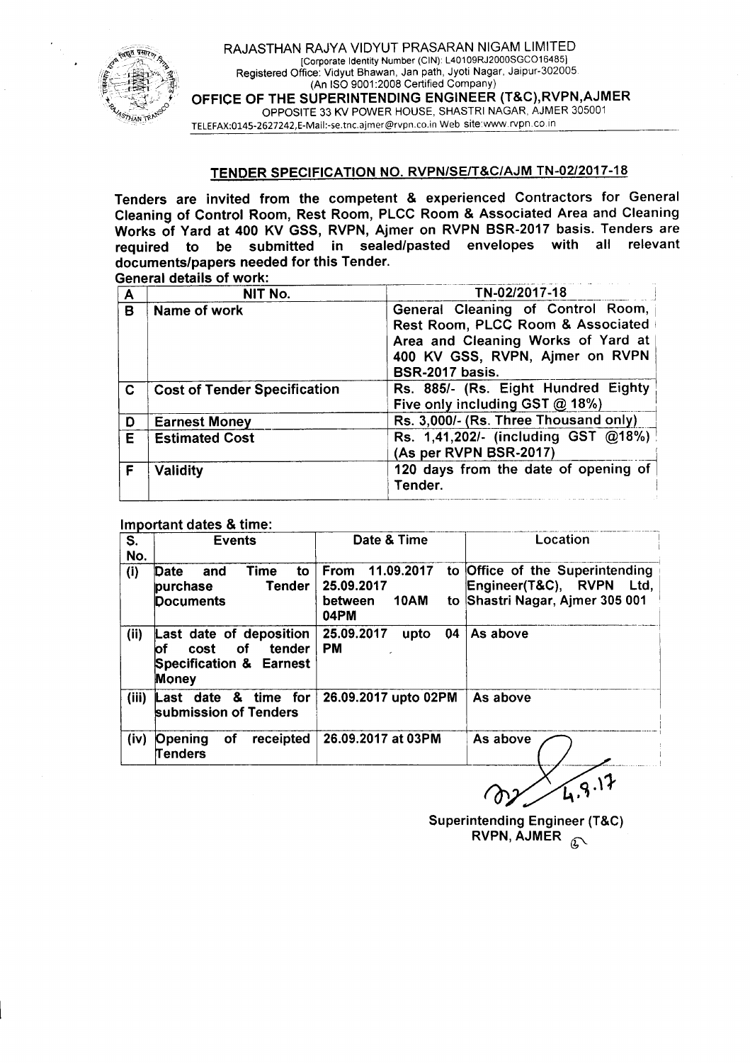RAJASTHAN RAJYA VIDYUT PRASARAN NIGAM LIMITED
[Corporate Identity Number (CIN): L40109RJ2000SGCO16485]
Registered Office: Vidyut Bhawan, Jan path, Jyoti Nagar, Jaipur-302005.
(An ISO 9001:2008 Certified Company)

**OFFICE OF THE SUPERINTENDING ENGINEER (T&C),RVPN,AJMER**

OPPOSITE 33 KV POWER HOUSE, SHASTRI NAGAR, AJMER 305001
TELEFAX:0145-2627242,E-Mail:-se.tnc.ajmer@rvpn.co.in Web site:www.rvpn.co.in

## TENDER SPECIFICATION NO. RVPN/SE/T&C/AJM TN-02/2017-18

**Tenders are invited from the competent & experienced Contractors for General Cleaning of Control Room, Rest Room, PLCC Room & Associated Area and Cleaning Works of Yard at 400 KV GSS, RVPN, Ajmer on RVPN BSR-2017 basis. Tenders are required to be submitted in sealed/pasted envelopes with all relevant documents/papers needed for this Tender.**

**General details of work:**

| A | NIT No. | TN-02/2017-18 |
|---|---|---|
| B | Name of work | General Cleaning of Control Room, Rest Room, PLCC Room & Associated Area and Cleaning Works of Yard at 400 KV GSS, RVPN, Ajmer on RVPN BSR-2017 basis. |
| C | Cost of Tender Specification | Rs. 885/- (Rs. Eight Hundred Eighty Five only including GST @ 18%) |
| D | Earnest Money | Rs. 3,000/- (Rs. Three Thousand only) |
| E | Estimated Cost | Rs. 1,41,202/- (including GST @18%) (As per RVPN BSR-2017) |
| F | Validity | 120 days from the date of opening of Tender. |

**Important dates & time:**

| S. No. | Events | Date & Time | Location |
|---|---|---|---|
| (i) | Date and Time to purchase Tender Documents | From 11.09.2017 to 25.09.2017 between 10AM to 04PM | Office of the Superintending Engineer(T&C), RVPN Ltd, Shastri Nagar, Ajmer 305 001 |
| (ii) | Last date of deposition of cost of tender Specification & Earnest Money | 25.09.2017 upto 04 PM | As above |
| (iii) | Last date & time for submission of Tenders | 26.09.2017 upto 02PM | As above |
| (iv) | Opening of receipted Tenders | 26.09.2017 at 03PM | As above |

4.9.17

**Superintending Engineer (T&C)**
**RVPN, AJMER**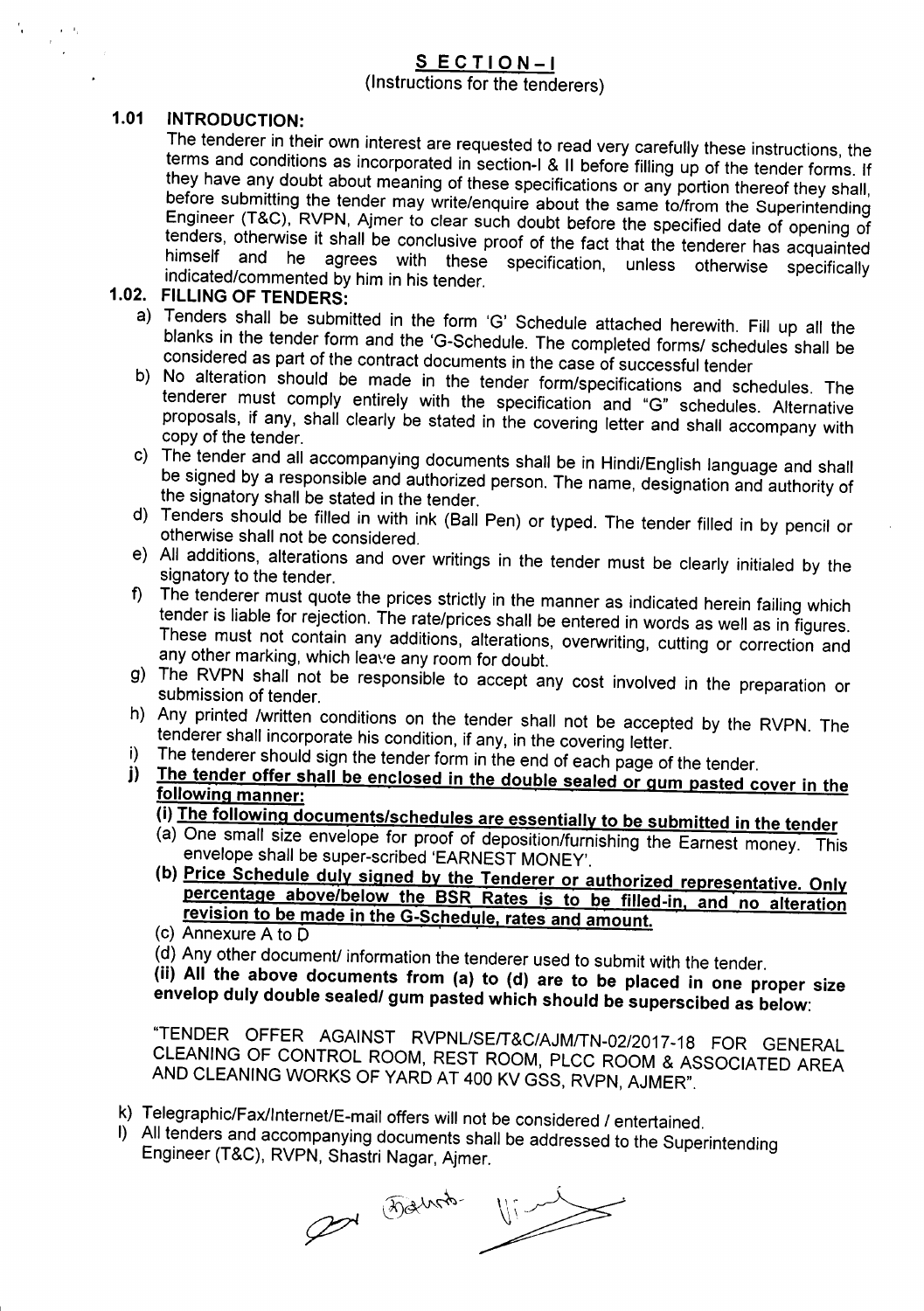## SECTION-I

(Instructions for the tenderers)

### 1.01 INTRODUCTION:

The tenderer in their own interest are requested to read very carefully these instructions, the terms and conditions as incorporated in section-I & II before filling up of the tender forms. If they have any doubt about meaning of these specifications or any portion thereof they shall, before submitting the tender may write/enquire about the same to/from the Superintending Engineer (T&C), RVPN, Ajmer to clear such doubt before the specified date of opening of tenders, otherwise it shall be conclusive proof of the fact that the tenderer has acquainted himself and he agrees with these specification, unless otherwise specifically indicated/commented by him in his tender.

### 1.02. FILLING OF TENDERS:

a) Tenders shall be submitted in the form 'G' Schedule attached herewith. Fill up all the blanks in the tender form and the 'G-Schedule. The completed forms/ schedules shall be considered as part of the contract documents in the case of successful tender

b) No alteration should be made in the tender form/specifications and schedules. The tenderer must comply entirely with the specification and "G" schedules. Alternative proposals, if any, shall clearly be stated in the covering letter and shall accompany with copy of the tender.

c) The tender and all accompanying documents shall be in Hindi/English language and shall be signed by a responsible and authorized person. The name, designation and authority of the signatory shall be stated in the tender.

d) Tenders should be filled in with ink (Ball Pen) or typed. The tender filled in by pencil or otherwise shall not be considered.

e) All additions, alterations and over writings in the tender must be clearly initialed by the signatory to the tender.

f) The tenderer must quote the prices strictly in the manner as indicated herein failing which tender is liable for rejection. The rate/prices shall be entered in words as well as in figures. These must not contain any additions, alterations, overwriting, cutting or correction and any other marking, which leave any room for doubt.

g) The RVPN shall not be responsible to accept any cost involved in the preparation or submission of tender.

h) Any printed /written conditions on the tender shall not be accepted by the RVPN. The tenderer shall incorporate his condition, if any, in the covering letter.

i) The tenderer should sign the tender form in the end of each page of the tender.

j) **The tender offer shall be enclosed in the double sealed or gum pasted cover in the following manner:**

**(i) The following documents/schedules are essentially to be submitted in the tender**

(a) One small size envelope for proof of deposition/furnishing the Earnest money. This envelope shall be super-scribed 'EARNEST MONEY'.

**(b) Price Schedule duly signed by the Tenderer or authorized representative. Only percentage above/below the BSR Rates is to be filled-in, and no alteration revision to be made in the G-Schedule, rates and amount.**

(c) Annexure A to D

(d) Any other document/ information the tenderer used to submit with the tender.

**(ii) All the above documents from (a) to (d) are to be placed in one proper size envelop duly double sealed/ gum pasted which should be superscibed as below:**

"TENDER OFFER AGAINST RVPNL/SE/T&C/AJM/TN-02/2017-18 FOR GENERAL CLEANING OF CONTROL ROOM, REST ROOM, PLCC ROOM & ASSOCIATED AREA AND CLEANING WORKS OF YARD AT 400 KV GSS, RVPN, AJMER".

k) Telegraphic/Fax/Internet/E-mail offers will not be considered / entertained.

l) All tenders and accompanying documents shall be addressed to the Superintending Engineer (T&C), RVPN, Shastri Nagar, Ajmer.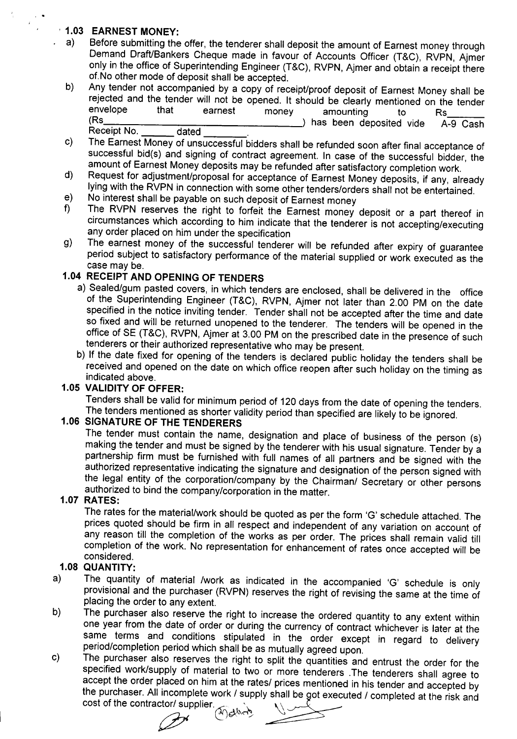### 1.03 EARNEST MONEY:

a) Before submitting the offer, the tenderer shall deposit the amount of Earnest money through Demand Draft/Bankers Cheque made in favour of Accounts Officer (T&C), RVPN, Ajmer only in the office of Superintending Engineer (T&C), RVPN, Ajmer and obtain a receipt there of.No other mode of deposit shall be accepted.

b) Any tender not accompanied by a copy of receipt/proof deposit of Earnest Money shall be rejected and the tender will not be opened. It should be clearly mentioned on the tender envelope that earnest money amounting to Rs______ (Rs________________________________) has been deposited vide A-9 Cash Receipt No. ______ dated ________.

c) The Earnest Money of unsuccessful bidders shall be refunded soon after final acceptance of successful bid(s) and signing of contract agreement. In case of the successful bidder, the amount of Earnest Money deposits may be refunded after satisfactory completion work.

d) Request for adjustment/proposal for acceptance of Earnest Money deposits, if any, already lying with the RVPN in connection with some other tenders/orders shall not be entertained.

e) No interest shall be payable on such deposit of Earnest money

f) The RVPN reserves the right to forfeit the Earnest money deposit or a part thereof in circumstances which according to him indicate that the tenderer is not accepting/executing any order placed on him under the specification

g) The earnest money of the successful tenderer will be refunded after expiry of guarantee period subject to satisfactory performance of the material supplied or work executed as the case may be.

### 1.04 RECEIPT AND OPENING OF TENDERS

a) Sealed/gum pasted covers, in which tenders are enclosed, shall be delivered in the office of the Superintending Engineer (T&C), RVPN, Ajmer not later than 2.00 PM on the date specified in the notice inviting tender. Tender shall not be accepted after the time and date so fixed and will be returned unopened to the tenderer. The tenders will be opened in the office of SE (T&C), RVPN, Ajmer at 3.00 PM on the prescribed date in the presence of such tenderers or their authorized representative who may be present.

b) If the date fixed for opening of the tenders is declared public holiday the tenders shall be received and opened on the date on which office reopen after such holiday on the timing as indicated above.

### 1.05 VALIDITY OF OFFER:

Tenders shall be valid for minimum period of 120 days from the date of opening the tenders. The tenders mentioned as shorter validity period than specified are likely to be ignored.

### 1.06 SIGNATURE OF THE TENDERERS

The tender must contain the name, designation and place of business of the person (s) making the tender and must be signed by the tenderer with his usual signature. Tender by a partnership firm must be furnished with full names of all partners and be signed with the authorized representative indicating the signature and designation of the person signed with the legal entity of the corporation/company by the Chairman/ Secretary or other persons authorized to bind the company/corporation in the matter.

### 1.07 RATES:

The rates for the material/work should be quoted as per the form 'G' schedule attached. The prices quoted should be firm in all respect and independent of any variation on account of any reason till the completion of the works as per order. The prices shall remain valid till completion of the work. No representation for enhancement of rates once accepted will be considered.

### 1.08 QUANTITY:

a) The quantity of material /work as indicated in the accompanied 'G' schedule is only provisional and the purchaser (RVPN) reserves the right of revising the same at the time of placing the order to any extent.

b) The purchaser also reserve the right to increase the ordered quantity to any extent within one year from the date of order or during the currency of contract whichever is later at the same terms and conditions stipulated in the order except in regard to delivery period/completion period which shall be as mutually agreed upon.

c) The purchaser also reserves the right to split the quantities and entrust the order for the specified work/supply of material to two or more tenderers .The tenderers shall agree to accept the order placed on him at the rates/ prices mentioned in his tender and accepted by the purchaser. All incomplete work / supply shall be got executed / completed at the risk and cost of the contractor/ supplier.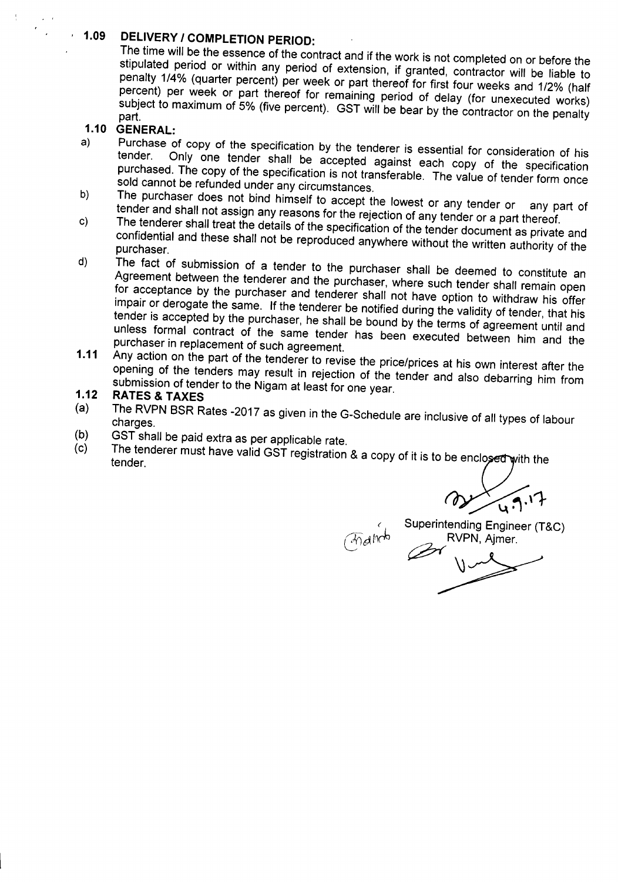## 1.09 DELIVERY / COMPLETION PERIOD:

The time will be the essence of the contract and if the work is not completed on or before the stipulated period or within any period of extension, if granted, contractor will be liable to penalty 1/4% (quarter percent) per week or part thereof for first four weeks and 1/2% (half percent) per week or part thereof for remaining period of delay (for unexecuted works) subject to maximum of 5% (five percent). GST will be bear by the contractor on the penalty part.

## 1.10 GENERAL:

a) Purchase of copy of the specification by the tenderer is essential for consideration of his tender. Only one tender shall be accepted against each copy of the specification purchased. The copy of the specification is not transferable. The value of tender form once sold cannot be refunded under any circumstances.

b) The purchaser does not bind himself to accept the lowest or any tender or any part of tender and shall not assign any reasons for the rejection of any tender or a part thereof.

c) The tenderer shall treat the details of the specification of the tender document as private and confidential and these shall not be reproduced anywhere without the written authority of the purchaser.

d) The fact of submission of a tender to the purchaser shall be deemed to constitute an Agreement between the tenderer and the purchaser, where such tender shall remain open for acceptance by the purchaser and tenderer shall not have option to withdraw his offer impair or derogate the same. If the tenderer be notified during the validity of tender, that his tender is accepted by the purchaser, he shall be bound by the terms of agreement until and unless formal contract of the same tender has been executed between him and the purchaser in replacement of such agreement.

## 1.11

Any action on the part of the tenderer to revise the price/prices at his own interest after the opening of the tenders may result in rejection of the tender and also debarring him from submission of tender to the Nigam at least for one year.

## 1.12 RATES & TAXES

(a) The RVPN BSR Rates -2017 as given in the G-Schedule are inclusive of all types of labour charges.

(b) GST shall be paid extra as per applicable rate.

(c) The tenderer must have valid GST registration & a copy of it is to be enclosed with the tender.

4.9.17

Superintending Engineer (T&C)
RVPN, Ajmer.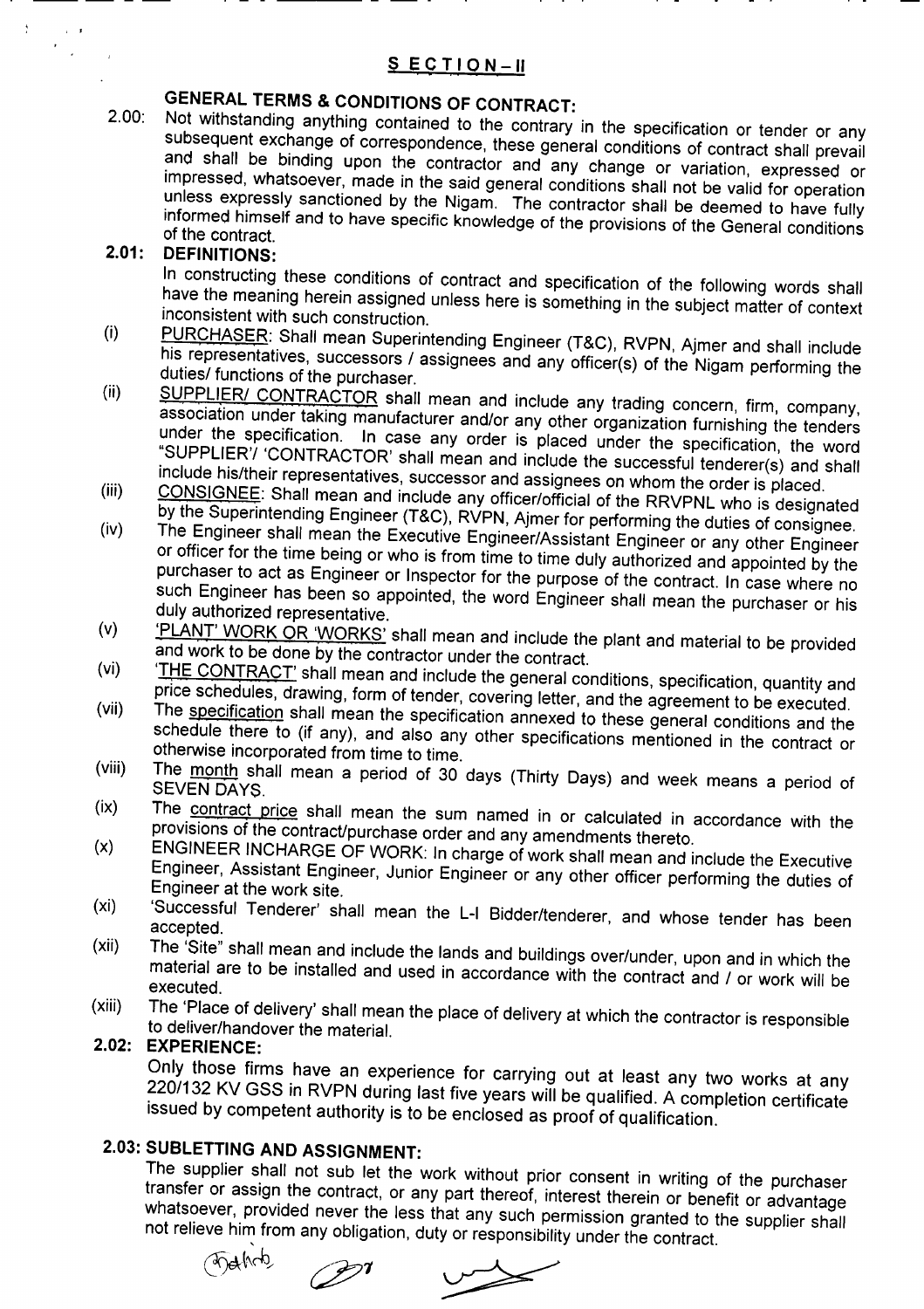## SECTION – II

### GENERAL TERMS & CONDITIONS OF CONTRACT:

**2.00:** Not withstanding anything contained to the contrary in the specification or tender or any subsequent exchange of correspondence, these general conditions of contract shall prevail and shall be binding upon the contractor and any change or variation, expressed or impressed, whatsoever, made in the said general conditions shall not be valid for operation unless expressly sanctioned by the Nigam. The contractor shall be deemed to have fully informed himself and to have specific knowledge of the provisions of the General conditions of the contract.

**2.01: DEFINITIONS:**

In constructing these conditions of contract and specification of the following words shall have the meaning herein assigned unless here is something in the subject matter of context inconsistent with such construction.

(i) PURCHASER: Shall mean Superintending Engineer (T&C), RVPN, Ajmer and shall include his representatives, successors / assignees and any officer(s) of the Nigam performing the duties/ functions of the purchaser.

(ii) SUPPLIER/ CONTRACTOR shall mean and include any trading concern, firm, company, association under taking manufacturer and/or any other organization furnishing the tenders under the specification. In case any order is placed under the specification, the word "SUPPLIER'/ 'CONTRACTOR' shall mean and include the successful tenderer(s) and shall include his/their representatives, successor and assignees on whom the order is placed.

(iii) CONSIGNEE: Shall mean and include any officer/official of the RRVPNL who is designated by the Superintending Engineer (T&C), RVPN, Ajmer for performing the duties of consignee.

(iv) The Engineer shall mean the Executive Engineer/Assistant Engineer or any other Engineer or officer for the time being or who is from time to time duly authorized and appointed by the purchaser to act as Engineer or Inspector for the purpose of the contract. In case where no such Engineer has been so appointed, the word Engineer shall mean the purchaser or his duly authorized representative.

(v) 'PLANT' WORK OR 'WORKS' shall mean and include the plant and material to be provided and work to be done by the contractor under the contract.

(vi) 'THE CONTRACT' shall mean and include the general conditions, specification, quantity and price schedules, drawing, form of tender, covering letter, and the agreement to be executed.

(vii) The specification shall mean the specification annexed to these general conditions and the schedule there to (if any), and also any other specifications mentioned in the contract or otherwise incorporated from time to time.

(viii) The month shall mean a period of 30 days (Thirty Days) and week means a period of SEVEN DAYS.

(ix) The contract price shall mean the sum named in or calculated in accordance with the provisions of the contract/purchase order and any amendments thereto.

(x) ENGINEER INCHARGE OF WORK: In charge of work shall mean and include the Executive Engineer, Assistant Engineer, Junior Engineer or any other officer performing the duties of Engineer at the work site.

(xi) 'Successful Tenderer' shall mean the L-I Bidder/tenderer, and whose tender has been accepted.

(xii) The 'Site" shall mean and include the lands and buildings over/under, upon and in which the material are to be installed and used in accordance with the contract and / or work will be executed.

(xiii) The 'Place of delivery' shall mean the place of delivery at which the contractor is responsible to deliver/handover the material.

**2.02: EXPERIENCE:**

Only those firms have an experience for carrying out at least any two works at any 220/132 KV GSS in RVPN during last five years will be qualified. A completion certificate issued by competent authority is to be enclosed as proof of qualification.

**2.03: SUBLETTING AND ASSIGNMENT:**

The supplier shall not sub let the work without prior consent in writing of the purchaser transfer or assign the contract, or any part thereof, interest therein or benefit or advantage whatsoever, provided never the less that any such permission granted to the supplier shall not relieve him from any obligation, duty or responsibility under the contract.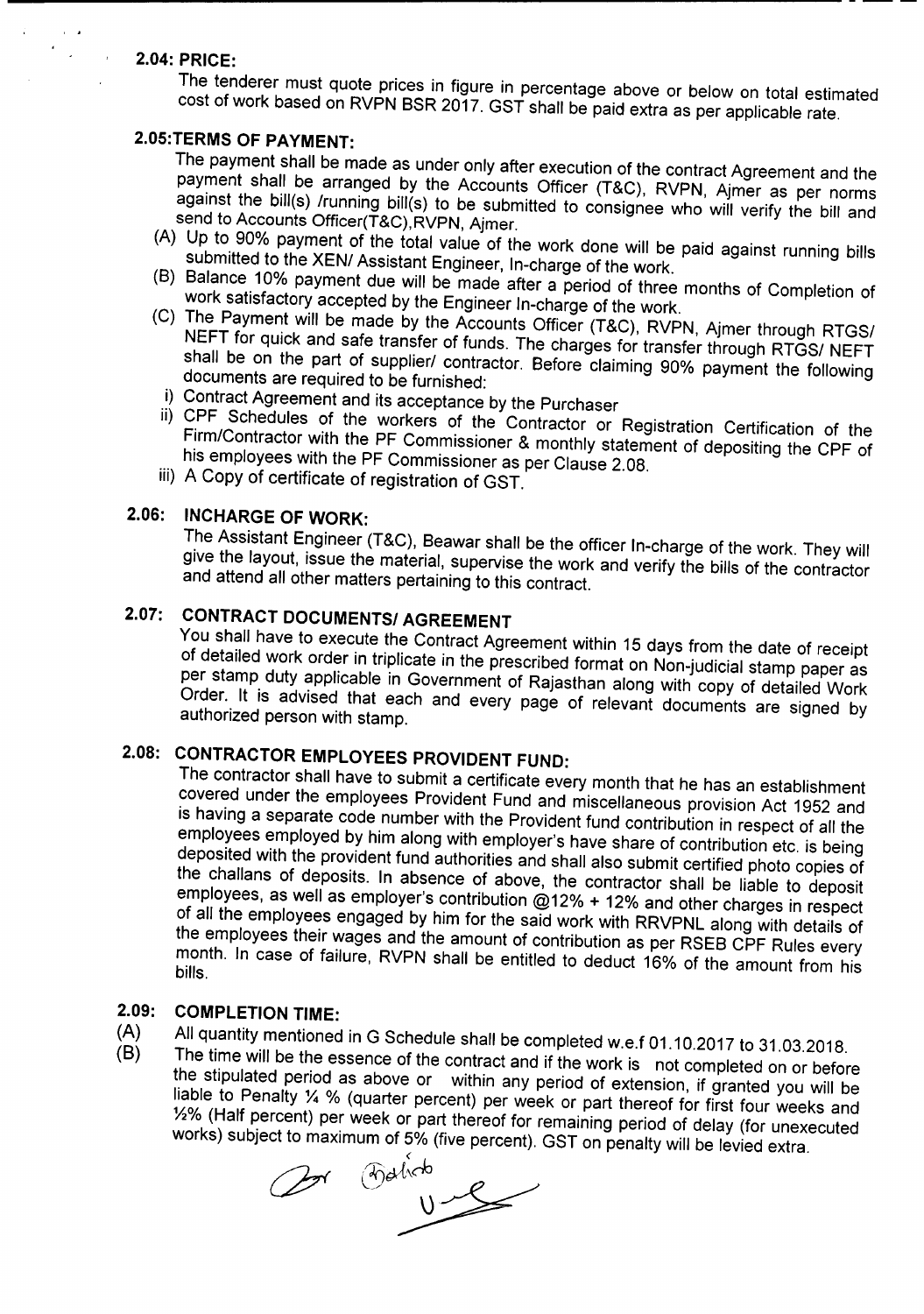## 2.04: PRICE:

The tenderer must quote prices in figure in percentage above or below on total estimated cost of work based on RVPN BSR 2017. GST shall be paid extra as per applicable rate.

## 2.05:TERMS OF PAYMENT:

The payment shall be made as under only after execution of the contract Agreement and the payment shall be arranged by the Accounts Officer (T&C), RVPN, Ajmer as per norms against the bill(s) /running bill(s) to be submitted to consignee who will verify the bill and send to Accounts Officer(T&C),RVPN, Ajmer.

(A) Up to 90% payment of the total value of the work done will be paid against running bills submitted to the XEN/ Assistant Engineer, In-charge of the work.

(B) Balance 10% payment due will be made after a period of three months of Completion of work satisfactory accepted by the Engineer In-charge of the work.

(C) The Payment will be made by the Accounts Officer (T&C), RVPN, Ajmer through RTGS/ NEFT for quick and safe transfer of funds. The charges for transfer through RTGS/ NEFT shall be on the part of supplier/ contractor. Before claiming 90% payment the following documents are required to be furnished:

i) Contract Agreement and its acceptance by the Purchaser

ii) CPF Schedules of the workers of the Contractor or Registration Certification of the Firm/Contractor with the PF Commissioner & monthly statement of depositing the CPF of his employees with the PF Commissioner as per Clause 2.08.

iii) A Copy of certificate of registration of GST.

## 2.06: INCHARGE OF WORK:

The Assistant Engineer (T&C), Beawar shall be the officer In-charge of the work. They will give the layout, issue the material, supervise the work and verify the bills of the contractor and attend all other matters pertaining to this contract.

## 2.07: CONTRACT DOCUMENTS/ AGREEMENT

You shall have to execute the Contract Agreement within 15 days from the date of receipt of detailed work order in triplicate in the prescribed format on Non-judicial stamp paper as per stamp duty applicable in Government of Rajasthan along with copy of detailed Work Order. It is advised that each and every page of relevant documents are signed by authorized person with stamp.

## 2.08: CONTRACTOR EMPLOYEES PROVIDENT FUND:

The contractor shall have to submit a certificate every month that he has an establishment covered under the employees Provident Fund and miscellaneous provision Act 1952 and is having a separate code number with the Provident fund contribution in respect of all the employees employed by him along with employer's have share of contribution etc. is being deposited with the provident fund authorities and shall also submit certified photo copies of the challans of deposits. In absence of above, the contractor shall be liable to deposit employees, as well as employer's contribution @12% + 12% and other charges in respect of all the employees engaged by him for the said work with RRVPNL along with details of the employees their wages and the amount of contribution as per RSEB CPF Rules every month. In case of failure, RVPN shall be entitled to deduct 16% of the amount from his bills.

## 2.09: COMPLETION TIME:

(A) All quantity mentioned in G Schedule shall be completed w.e.f 01.10.2017 to 31.03.2018.

(B) The time will be the essence of the contract and if the work is not completed on or before the stipulated period as above or within any period of extension, if granted you will be liable to Penalty ¼ % (quarter percent) per week or part thereof for first four weeks and ½% (Half percent) per week or part thereof for remaining period of delay (for unexecuted works) subject to maximum of 5% (five percent). GST on penalty will be levied extra.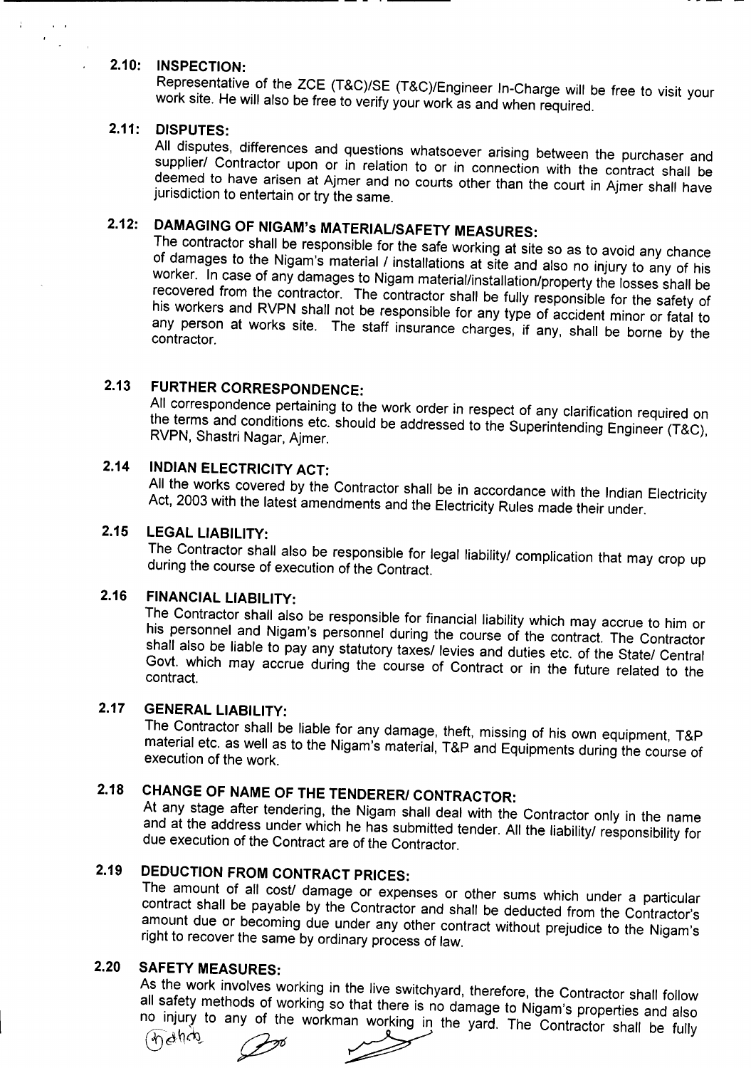**2.10: INSPECTION:**

Representative of the ZCE (T&C)/SE (T&C)/Engineer In-Charge will be free to visit your work site. He will also be free to verify your work as and when required.

**2.11: DISPUTES:**

All disputes, differences and questions whatsoever arising between the purchaser and supplier/ Contractor upon or in relation to or in connection with the contract shall be deemed to have arisen at Ajmer and no courts other than the court in Ajmer shall have jurisdiction to entertain or try the same.

**2.12: DAMAGING OF NIGAM's MATERIAL/SAFETY MEASURES:**

The contractor shall be responsible for the safe working at site so as to avoid any chance of damages to the Nigam's material / installations at site and also no injury to any of his worker. In case of any damages to Nigam material/installation/property the losses shall be recovered from the contractor. The contractor shall be fully responsible for the safety of his workers and RVPN shall not be responsible for any type of accident minor or fatal to any person at works site. The staff insurance charges, if any, shall be borne by the contractor.

**2.13 FURTHER CORRESPONDENCE:**

All correspondence pertaining to the work order in respect of any clarification required on the terms and conditions etc. should be addressed to the Superintending Engineer (T&C), RVPN, Shastri Nagar, Ajmer.

**2.14 INDIAN ELECTRICITY ACT:**

All the works covered by the Contractor shall be in accordance with the Indian Electricity Act, 2003 with the latest amendments and the Electricity Rules made their under.

**2.15 LEGAL LIABILITY:**

The Contractor shall also be responsible for legal liability/ complication that may crop up during the course of execution of the Contract.

**2.16 FINANCIAL LIABILITY:**

The Contractor shall also be responsible for financial liability which may accrue to him or his personnel and Nigam's personnel during the course of the contract. The Contractor shall also be liable to pay any statutory taxes/ levies and duties etc. of the State/ Central Govt. which may accrue during the course of Contract or in the future related to the contract.

**2.17 GENERAL LIABILITY:**

The Contractor shall be liable for any damage, theft, missing of his own equipment, T&P material etc. as well as to the Nigam's material, T&P and Equipments during the course of execution of the work.

**2.18 CHANGE OF NAME OF THE TENDERER/ CONTRACTOR:**

At any stage after tendering, the Nigam shall deal with the Contractor only in the name and at the address under which he has submitted tender. All the liability/ responsibility for due execution of the Contract are of the Contractor.

**2.19 DEDUCTION FROM CONTRACT PRICES:**

The amount of all cost/ damage or expenses or other sums which under a particular contract shall be payable by the Contractor and shall be deducted from the Contractor's amount due or becoming due under any other contract without prejudice to the Nigam's right to recover the same by ordinary process of law.

**2.20 SAFETY MEASURES:**

As the work involves working in the live switchyard, therefore, the Contractor shall follow all safety methods of working so that there is no damage to Nigam's properties and also no injury to any of the workman working in the yard. The Contractor shall be fully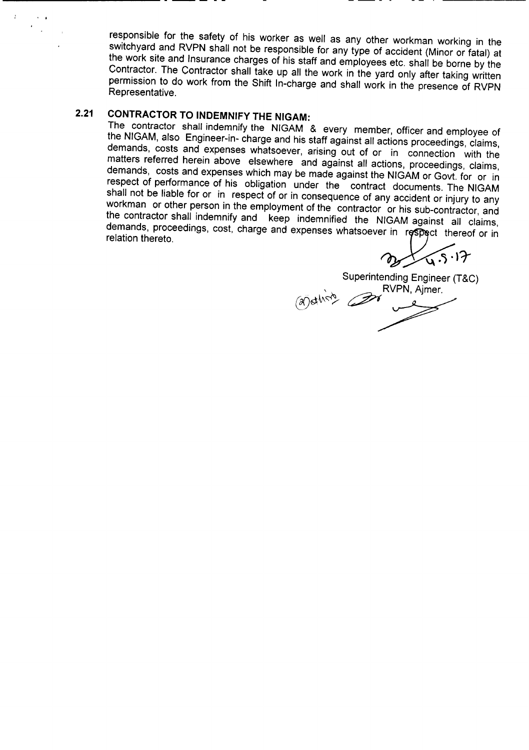responsible for the safety of his worker as well as any other workman working in the switchyard and RVPN shall not be responsible for any type of accident (Minor or fatal) at the work site and Insurance charges of his staff and employees etc. shall be borne by the Contractor. The Contractor shall take up all the work in the yard only after taking written permission to do work from the Shift In-charge and shall work in the presence of RVPN Representative.

## 2.21 CONTRACTOR TO INDEMNIFY THE NIGAM:

The contractor shall indemnify the NIGAM & every member, officer and employee of the NIGAM, also Engineer-in- charge and his staff against all actions proceedings, claims, demands, costs and expenses whatsoever, arising out of or in connection with the matters referred herein above elsewhere and against all actions, proceedings, claims, demands, costs and expenses which may be made against the NIGAM or Govt. for or in respect of performance of his obligation under the contract documents. The NIGAM shall not be liable for or in respect of or in consequence of any accident or injury to any workman or other person in the employment of the contractor or his sub-contractor, and the contractor shall indemnify and keep indemnified the NIGAM against all claims, demands, proceedings, cost, charge and expenses whatsoever in respect thereof or in relation thereto.

4.5.17

Superintending Engineer (T&C)
RVPN, Ajmer.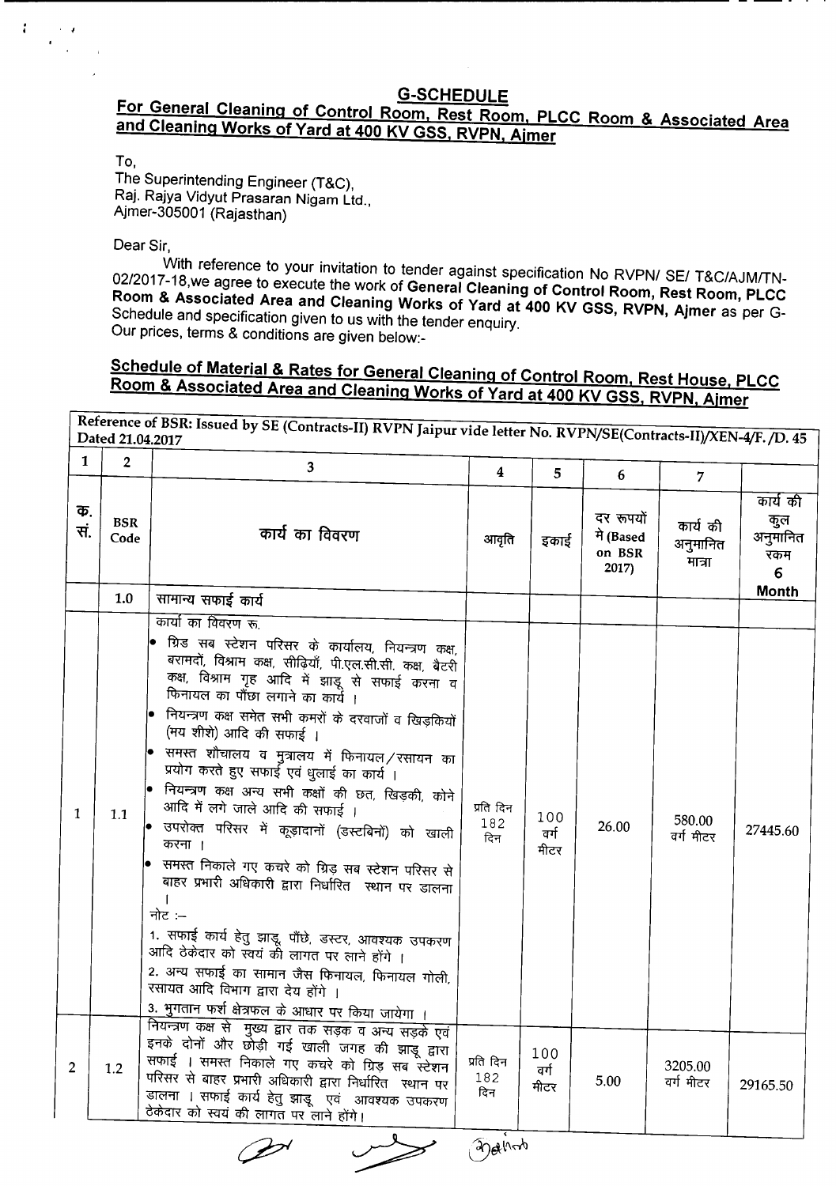# G-SCHEDULE

## For General Cleaning of Control Room, Rest Room, PLCC Room & Associated Area and Cleaning Works of Yard at 400 KV GSS, RVPN, Ajmer

To,
The Superintending Engineer (T&C),
Raj. Rajya Vidyut Prasaran Nigam Ltd.,
Ajmer-305001 (Rajasthan)

Dear Sir,

With reference to your invitation to tender against specification No RVPN/ SE/ T&C/AJM/TN-02/2017-18,we agree to execute the work of **General Cleaning of Control Room, Rest Room, PLCC Room & Associated Area and Cleaning Works of Yard at 400 KV GSS, RVPN, Ajmer** as per G-Schedule and specification given to us with the tender enquiry.
Our prices, terms & conditions are given below:-

## Schedule of Material & Rates for General Cleaning of Control Room, Rest House, PLCC Room & Associated Area and Cleaning Works of Yard at 400 KV GSS, RVPN, Ajmer

**Reference of BSR: Issued by SE (Contracts-II) RVPN Jaipur vide letter No. RVPN/SE(Contracts-II)/XEN-4/F. /D. 45 Dated 21.04.2017**

| 1 | 2 | 3 | 4 | 5 | 6 | 7 | |
|---|---|---|---|---|---|---|---|
| क्र. सं. | BSR Code | कार्य का विवरण | आवृति | इकाई | दर रूपयों मे (Based on BSR 2017) | कार्य की अनुमानित मात्रा | कार्य की कुल अनुमानित रकम 6 Month |
| | 1.0 | सामान्य सफाई कार्य | | | | | |
| 1 | 1.1 | कार्यो का विवरण रू.<br>• ग्रिड सब स्टेशन परिसर के कार्यालय, नियन्त्रण कक्ष, बरामदों, विश्राम कक्ष, सीढ़ियाँ, पी.एल.सी.सी. कक्ष, बैटरी कक्ष, विश्राम गृह आदि में झाड़ू से सफाई करना व फिनायल का पौंछा लगाने का कार्य ।<br>• नियन्त्रण कक्ष समेत सभी कमरों के दरवाजों व खिड़कियों (मय शीशे) आदि की सफाई ।<br>• समस्त शौचालय व मुत्रालय में फिनायल/रसायन का प्रयोग करते हुए सफाई एवं धुलाई का कार्य ।<br>• नियन्त्रण कक्ष अन्य सभी कक्षों की छत, खिड़की, कोने आदि में लगे जाले आदि की सफाई ।<br>• उपरोक्त परिसर में कूड़ादानों (डस्टबिनों) को खाली करना ।<br>• समस्त निकाले गए कचरे को ग्रिड़ सब स्टेशन परिसर से बाहर प्रभारी अधिकारी द्वारा निर्धारित स्थान पर डालना ।<br>नोट :–<br>1. सफाई कार्य हेतु झाड़ू, पौंछे, डस्टर, आवश्यक उपकरण आदि ठेकेदार को स्वयं की लागत पर लाने होंगे ।<br>2. अन्य सफाई का सामान जैस फिनायल, फिनायल गोली, रसायत आदि विभाग द्वारा देय होंगे ।<br>3. भुगतान फर्श क्षेत्रफल के आधार पर किया जायेगा । | प्रति दिन 182 दिन | 100 वर्ग मीटर | 26.00 | 580.00 वर्ग मीटर | 27445.60 |
| 2 | 1.2 | नियन्त्रण कक्ष से मुख्य द्वार तक सड़क व अन्य सड़के एवं इनके दोनों और छोड़ी गई खाली जगह की झाड़ू द्वारा सफाई । समस्त निकाले गए कचरे को ग्रिड़ सब स्टेशन परिसर से बाहर प्रभारी अधिकारी द्वारा निर्धारित स्थान पर डालना । सफाई कार्य हेतु झाड़ू एवं आवश्यक उपकरण ठेकेदार को स्वयं की लागत पर लाने होंगे। | प्रति दिन 182 दिन | 100 वर्ग मीटर | 5.00 | 3205.00 वर्ग मीटर | 29165.50 |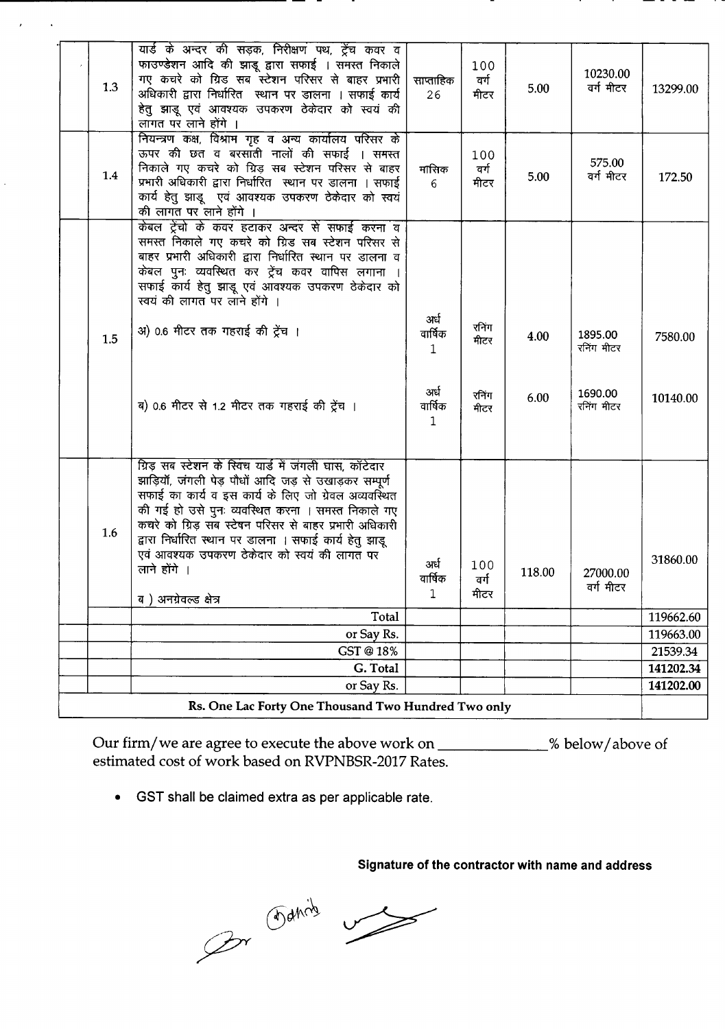|  | 1.3 | यार्ड के अन्दर की सड़क, निरीक्षण पथ, ट्रेंच कवर व फाउण्डेशन आदि की झाड़ू द्वारा सफाई । समस्त निकाले गए कचरे को ग्रिड सब स्टेशन परिसर से बाहर प्रभारी अधिकारी द्वारा निर्धारित स्थान पर डालना । सफाई कार्य हेतु झाड़ू एवं आवश्यक उपकरण ठेकेदार को स्वयं की लागत पर लाने होंगे । | साप्ताहिक 26 | 100 वर्ग मीटर | 5.00 | 10230.00 वर्ग मीटर | 13299.00 |
|---|---|---|---|---|---|---|---|
|  | 1.4 | नियन्त्रण कक्ष, विश्राम गृह व अन्य कार्यालय परिसर के ऊपर की छत व बरसाती नालों की सफाई । समस्त निकाले गए कचरे को ग्रिड सब स्टेशन परिसर से बाहर प्रभारी अधिकारी द्वारा निर्धारित स्थान पर डालना । सफाई कार्य हेतु झाड़ू एवं आवश्यक उपकरण ठेकेदार को स्वयं की लागत पर लाने होंगे । | मासिक 6 | 100 वर्ग मीटर | 5.00 | 575.00 वर्ग मीटर | 172.50 |
|  | 1.5 | केबल ट्रेंचो के कवर हटाकर अन्दर से सफाई करना व समस्त निकाले गए कचरे को ग्रिड सब स्टेशन परिसर से बाहर प्रभारी अधिकारी द्वारा निर्धारित स्थान पर डालना व केबल पुनः व्यवस्थित कर ट्रेंच कवर वापिस लगाना । सफाई कार्य हेतु झाड़ू एवं आवश्यक उपकरण ठेकेदार को स्वयं की लागत पर लाने होंगे । | | | | | |
|  |  | अ) 0.6 मीटर तक गहराई की ट्रेंच । | अर्ध वार्षिक 1 | रनिंग मीटर | 4.00 | 1895.00 रनिंग मीटर | 7580.00 |
|  |  | ब) 0.6 मीटर से 1.2 मीटर तक गहराई की ट्रेंच । | अर्ध वार्षिक 1 | रनिंग मीटर | 6.00 | 1690.00 रनिंग मीटर | 10140.00 |
|  | 1.6 | ग्रिड सब स्टेशन के स्विच यार्ड में जंगली घास, कॉटेदार झाड़ियॉ, जंगली पेड़ पौधों आदि जड़ से उखाड़कर सम्पूर्ण सफाई का कार्य व इस कार्य के लिए जो ग्रेवल अव्यवस्थित की गई हो उसे पुनः व्यवस्थित करना । समस्त निकाले गए कचरे को ग्रिड सब स्टेशन परिसर से बाहर प्रभारी अधिकारी द्वारा निर्धारित स्थान पर डालना । सफाई कार्य हेतु झाड़ू एवं आवश्यक उपकरण ठेकेदार को स्वयं की लागत पर लाने होंगे ।<br>ब ) अनग्रेवल्ड क्षेत्र | अर्ध वार्षिक 1 | 100 वर्ग मीटर | 118.00 | 27000.00 वर्ग मीटर | 31860.00 |
|  |  | Total |  |  |  |  | 119662.60 |
|  |  | or Say Rs. |  |  |  |  | 119663.00 |
|  |  | GST @ 18% |  |  |  |  | 21539.34 |
|  |  | G. Total |  |  |  |  | **141202.34** |
|  |  | or Say Rs. |  |  |  |  | **141202.00** |
| **Rs. One Lac Forty One Thousand Two Hundred Two only** | | | | | | | |

Our firm/we are agree to execute the above work on \_\_\_\_\_\_\_\_\_\_\_\_\_\_% below/above of estimated cost of work based on RVPNBSR-2017 Rates.

- GST shall be claimed extra as per applicable rate.

**Signature of the contractor with name and address**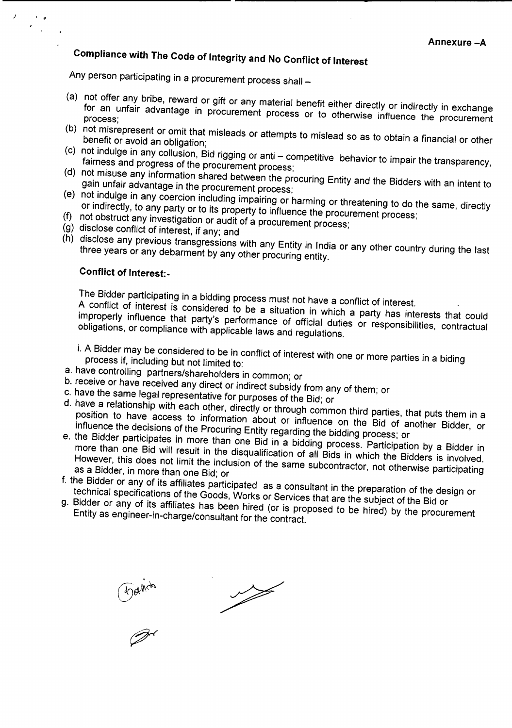Annexure -A

## Compliance with The Code of Integrity and No Conflict of Interest

Any person participating in a procurement process shall –

(a) not offer any bribe, reward or gift or any material benefit either directly or indirectly in exchange for an unfair advantage in procurement process or to otherwise influence the procurement process;
(b) not misrepresent or omit that misleads or attempts to mislead so as to obtain a financial or other benefit or avoid an obligation;
(c) not indulge in any collusion, Bid rigging or anti – competitive behavior to impair the transparency, fairness and progress of the procurement process;
(d) not misuse any information shared between the procuring Entity and the Bidders with an intent to gain unfair advantage in the procurement process;
(e) not indulge in any coercion including impairing or harming or threatening to do the same, directly or indirectly, to any party or to its property to influence the procurement process;
(f) not obstruct any investigation or audit of a procurement process;
(g) disclose conflict of interest, if any; and
(h) disclose any previous transgressions with any Entity in India or any other country during the last three years or any debarment by any other procuring entity.

### Conflict of Interest:-

The Bidder participating in a bidding process must not have a conflict of interest.
A conflict of interest is considered to be a situation in which a party has interests that could improperly influence that party's performance of official duties or responsibilities, contractual obligations, or compliance with applicable laws and regulations.

i. A Bidder may be considered to be in conflict of interest with one or more parties in a biding process if, including but not limited to:

a. have controlling partners/shareholders in common; or
b. receive or have received any direct or indirect subsidy from any of them; or
c. have the same legal representative for purposes of the Bid; or
d. have a relationship with each other, directly or through common third parties, that puts them in a position to have access to information about or influence on the Bid of another Bidder, or influence the decisions of the Procuring Entity regarding the bidding process; or
e. the Bidder participates in more than one Bid in a bidding process. Participation by a Bidder in more than one Bid will result in the disqualification of all Bids in which the Bidders is involved. However, this does not limit the inclusion of the same subcontractor, not otherwise participating as a Bidder, in more than one Bid; or
f. the Bidder or any of its affiliates participated as a consultant in the preparation of the design or technical specifications of the Goods, Works or Services that are the subject of the Bid or
g. Bidder or any of its affiliates has been hired (or is proposed to be hired) by the procurement Entity as engineer-in-charge/consultant for the contract.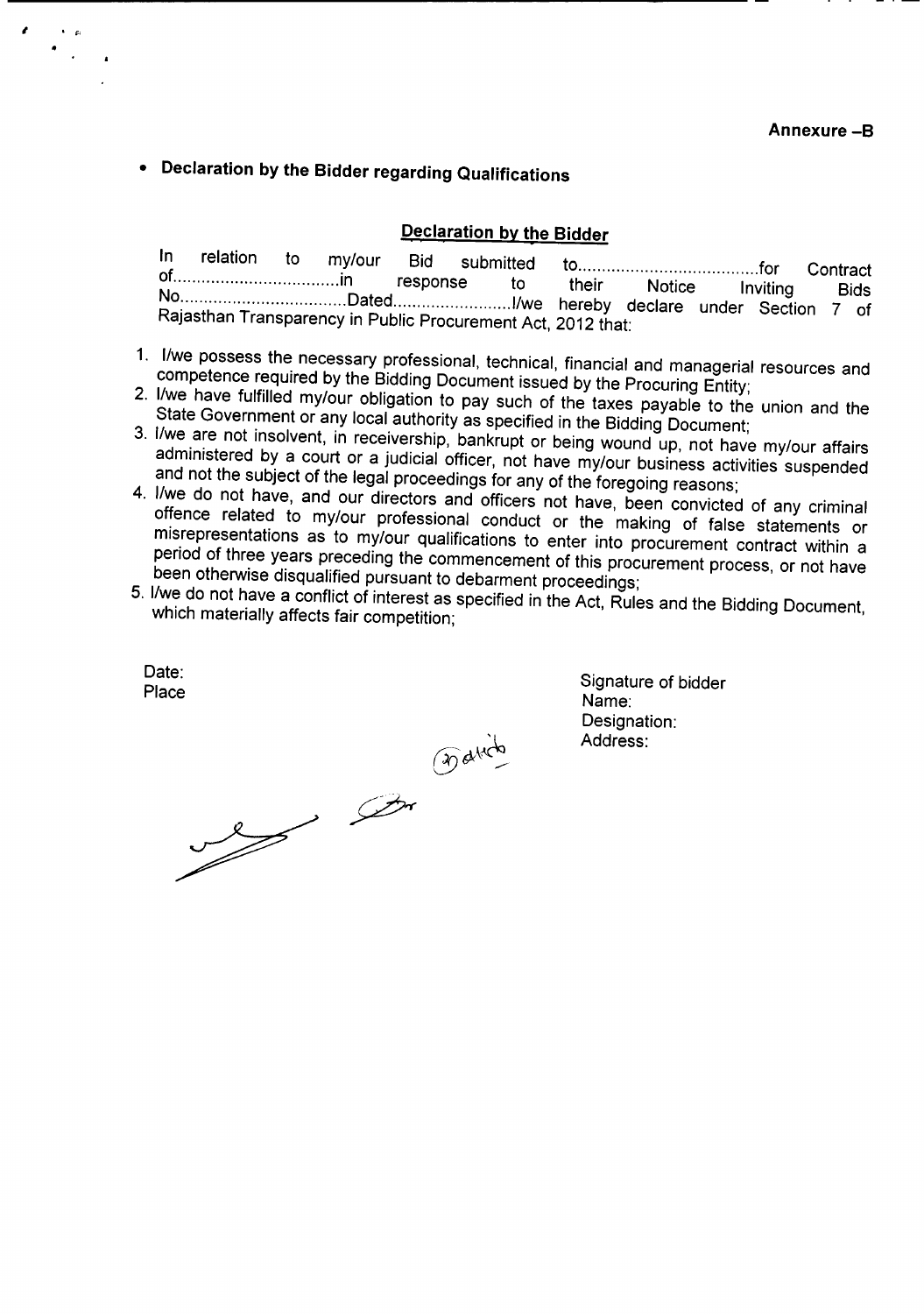**Annexure –B**

- **Declaration by the Bidder regarding Qualifications**

## Declaration by the Bidder

In relation to my/our Bid submitted to......................................for Contract of...................................in response to their Notice Inviting Bids No...................................Dated.........................I/we hereby declare under Section 7 of Rajasthan Transparency in Public Procurement Act, 2012 that:

1. I/we possess the necessary professional, technical, financial and managerial resources and competence required by the Bidding Document issued by the Procuring Entity;
2. I/we have fulfilled my/our obligation to pay such of the taxes payable to the union and the State Government or any local authority as specified in the Bidding Document;
3. I/we are not insolvent, in receivership, bankrupt or being wound up, not have my/our affairs administered by a court or a judicial officer, not have my/our business activities suspended and not the subject of the legal proceedings for any of the foregoing reasons;
4. I/we do not have, and our directors and officers not have, been convicted of any criminal offence related to my/our professional conduct or the making of false statements or misrepresentations as to my/our qualifications to enter into procurement contract within a period of three years preceding the commencement of this procurement process, or not have been otherwise disqualified pursuant to debarment proceedings;
5. I/we do not have a conflict of interest as specified in the Act, Rules and the Bidding Document, which materially affects fair competition;

Date:
Place

Signature of bidder
Name:
Designation:
Address: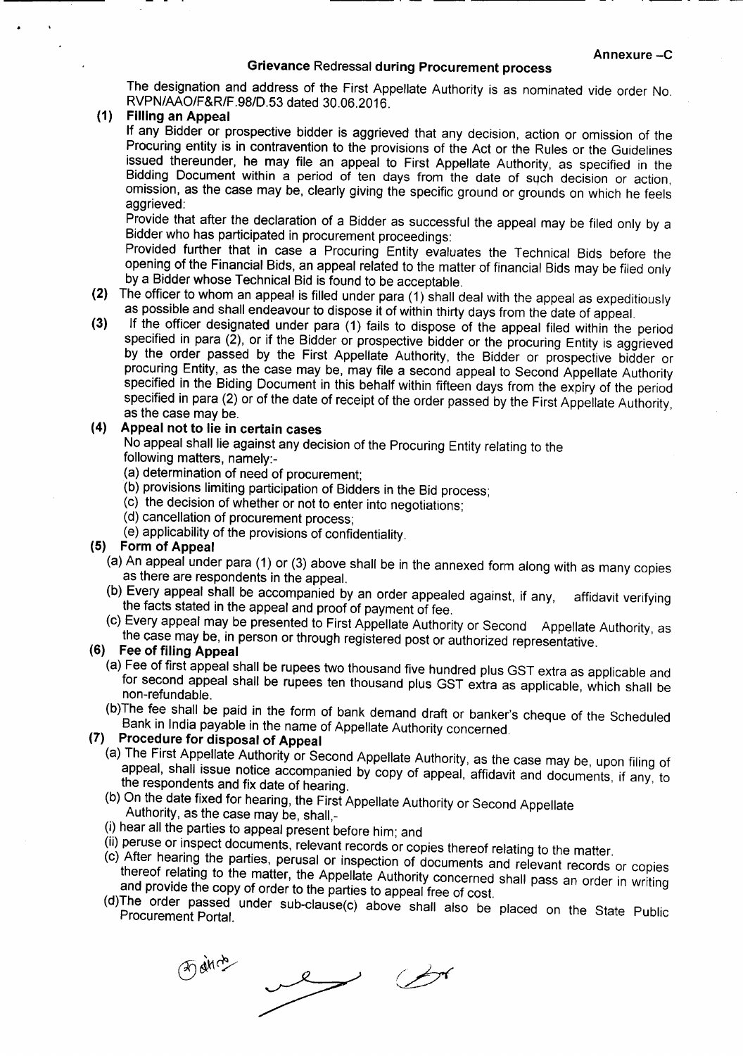**Annexure –C**

## Grievance Redressal during Procurement process

The designation and address of the First Appellate Authority is as nominated vide order No. RVPN/AAO/F&R/F.98/D.53 dated 30.06.2016.

**(1) Filling an Appeal**

If any Bidder or prospective bidder is aggrieved that any decision, action or omission of the Procuring entity is in contravention to the provisions of the Act or the Rules or the Guidelines issued thereunder, he may file an appeal to First Appellate Authority, as specified in the Bidding Document within a period of ten days from the date of such decision or action, omission, as the case may be, clearly giving the specific ground or grounds on which he feels aggrieved:

Provide that after the declaration of a Bidder as successful the appeal may be filed only by a Bidder who has participated in procurement proceedings:

Provided further that in case a Procuring Entity evaluates the Technical Bids before the opening of the Financial Bids, an appeal related to the matter of financial Bids may be filed only by a Bidder whose Technical Bid is found to be acceptable.

**(2)** The officer to whom an appeal is filled under para (1) shall deal with the appeal as expeditiously as possible and shall endeavour to dispose it of within thirty days from the date of appeal.

**(3)** If the officer designated under para (1) fails to dispose of the appeal filed within the period specified in para (2), or if the Bidder or prospective bidder or the procuring Entity is aggrieved by the order passed by the First Appellate Authority, the Bidder or prospective bidder or procuring Entity, as the case may be, may file a second appeal to Second Appellate Authority specified in the Biding Document in this behalf within fifteen days from the expiry of the period specified in para (2) or of the date of receipt of the order passed by the First Appellate Authority, as the case may be.

**(4) Appeal not to lie in certain cases**

No appeal shall lie against any decision of the Procuring Entity relating to the following matters, namely:-

(a) determination of need of procurement;
(b) provisions limiting participation of Bidders in the Bid process;
(c) the decision of whether or not to enter into negotiations;
(d) cancellation of procurement process;
(e) applicability of the provisions of confidentiality.

**(5) Form of Appeal**

(a) An appeal under para (1) or (3) above shall be in the annexed form along with as many copies as there are respondents in the appeal.

(b) Every appeal shall be accompanied by an order appealed against, if any, affidavit verifying the facts stated in the appeal and proof of payment of fee.

(c) Every appeal may be presented to First Appellate Authority or Second Appellate Authority, as the case may be, in person or through registered post or authorized representative.

**(6) Fee of filing Appeal**

(a) Fee of first appeal shall be rupees two thousand five hundred plus GST extra as applicable and for second appeal shall be rupees ten thousand plus GST extra as applicable, which shall be non-refundable.

(b)The fee shall be paid in the form of bank demand draft or banker's cheque of the Scheduled Bank in India payable in the name of Appellate Authority concerned.

**(7) Procedure for disposal of Appeal**

(a) The First Appellate Authority or Second Appellate Authority, as the case may be, upon filing of appeal, shall issue notice accompanied by copy of appeal, affidavit and documents, if any, to the respondents and fix date of hearing.

(b) On the date fixed for hearing, the First Appellate Authority or Second Appellate Authority, as the case may be, shall,-

(i) hear all the parties to appeal present before him; and

(ii) peruse or inspect documents, relevant records or copies thereof relating to the matter.

(c) After hearing the parties, perusal or inspection of documents and relevant records or copies thereof relating to the matter, the Appellate Authority concerned shall pass an order in writing and provide the copy of order to the parties to appeal free of cost.

(d)The order passed under sub-clause(c) above shall also be placed on the State Public Procurement Portal.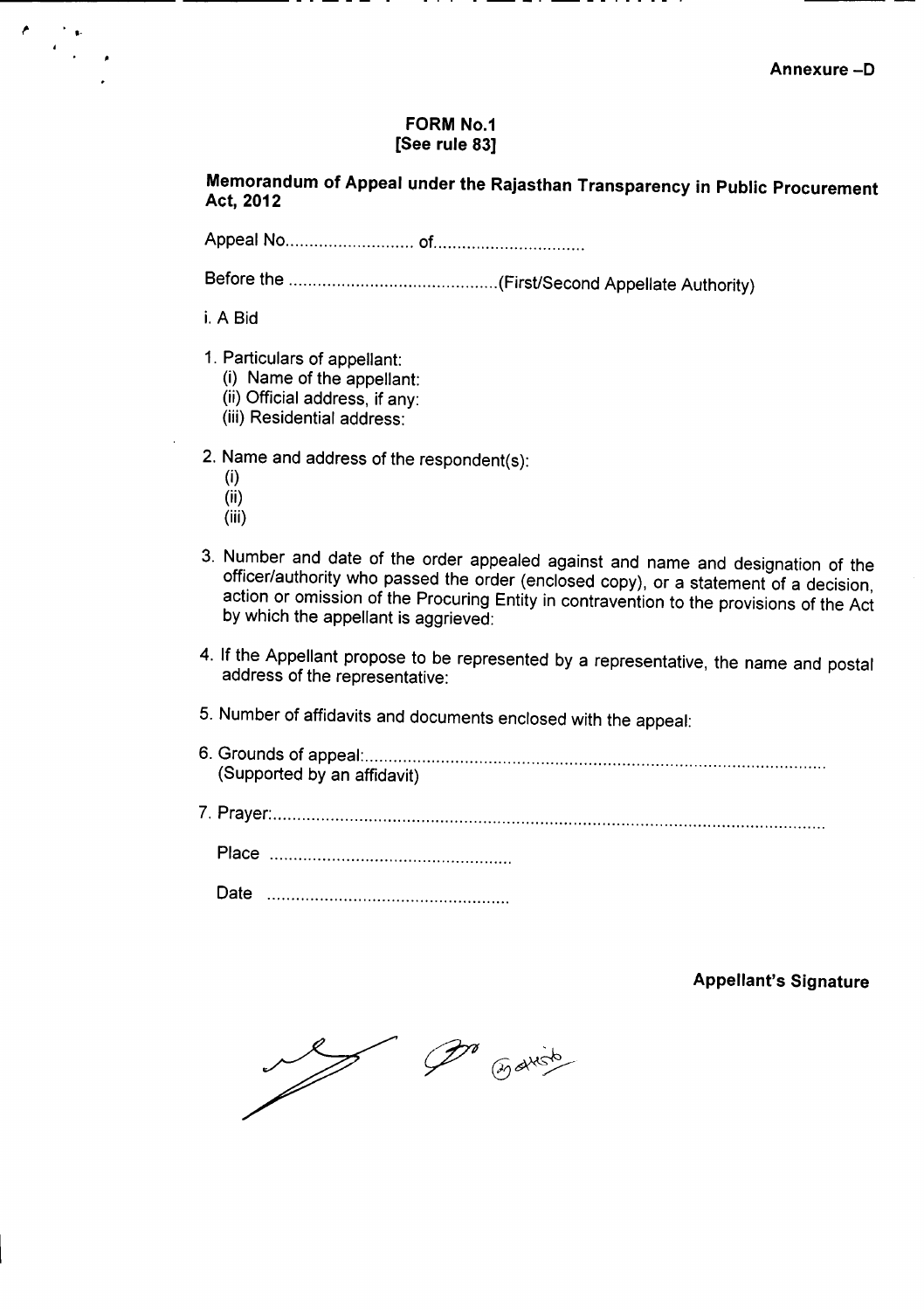Annexure –D

## FORM No.1
## [See rule 83]

### Memorandum of Appeal under the Rajasthan Transparency in Public Procurement Act, 2012

Appeal No........................... of................................

Before the ............................................(First/Second Appellate Authority)

i. A Bid

1. Particulars of appellant:
   (i) Name of the appellant:
   (ii) Official address, if any:
   (iii) Residential address:

2. Name and address of the respondent(s):
   (i)
   (ii)
   (iii)

3. Number and date of the order appealed against and name and designation of the officer/authority who passed the order (enclosed copy), or a statement of a decision, action or omission of the Procuring Entity in contravention to the provisions of the Act by which the appellant is aggrieved:

4. If the Appellant propose to be represented by a representative, the name and postal address of the representative:

5. Number of affidavits and documents enclosed with the appeal:

6. Grounds of appeal:................................................................................................
   (Supported by an affidavit)

7. Prayer:..................................................................................................................

   Place ...................................................

   Date ...................................................

**Appellant's Signature**